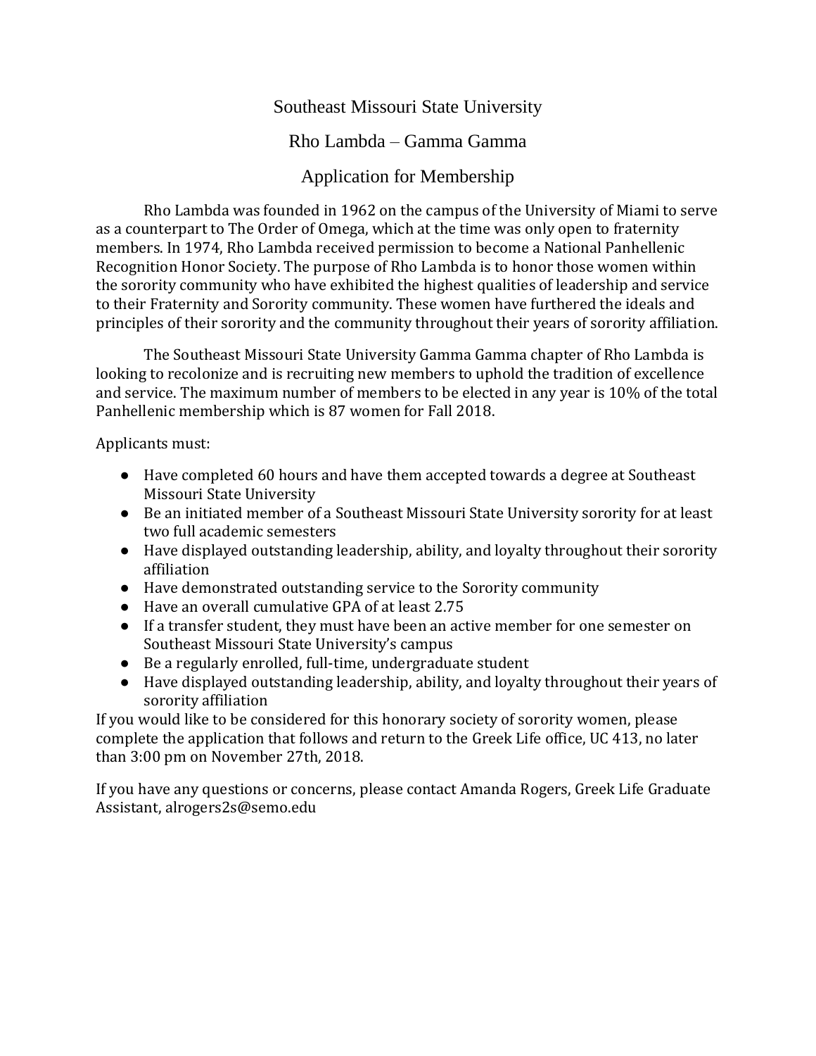# Southeast Missouri State University

## Rho Lambda – Gamma Gamma

## Application for Membership

Rho Lambda was founded in 1962 on the campus of the University of Miami to serve as a counterpart to The Order of Omega, which at the time was only open to fraternity members. In 1974, Rho Lambda received permission to become a National Panhellenic Recognition Honor Society. The purpose of Rho Lambda is to honor those women within the sorority community who have exhibited the highest qualities of leadership and service to their Fraternity and Sorority community. These women have furthered the ideals and principles of their sorority and the community throughout their years of sorority affiliation.

The Southeast Missouri State University Gamma Gamma chapter of Rho Lambda is looking to recolonize and is recruiting new members to uphold the tradition of excellence and service. The maximum number of members to be elected in any year is 10% of the total Panhellenic membership which is 87 women for Fall 2018.

Applicants must:

- Have completed 60 hours and have them accepted towards a degree at Southeast Missouri State University
- Be an initiated member of a Southeast Missouri State University sorority for at least two full academic semesters
- Have displayed outstanding leadership, ability, and loyalty throughout their sorority affiliation
- Have demonstrated outstanding service to the Sorority community
- Have an overall cumulative GPA of at least 2.75
- If a transfer student, they must have been an active member for one semester on Southeast Missouri State University's campus
- Be a regularly enrolled, full-time, undergraduate student
- Have displayed outstanding leadership, ability, and loyalty throughout their years of sorority affiliation

If you would like to be considered for this honorary society of sorority women, please complete the application that follows and return to the Greek Life office, UC 413, no later than 3:00 pm on November 27th, 2018.

If you have any questions or concerns, please contact Amanda Rogers, Greek Life Graduate Assistant, alrogers2s@semo.edu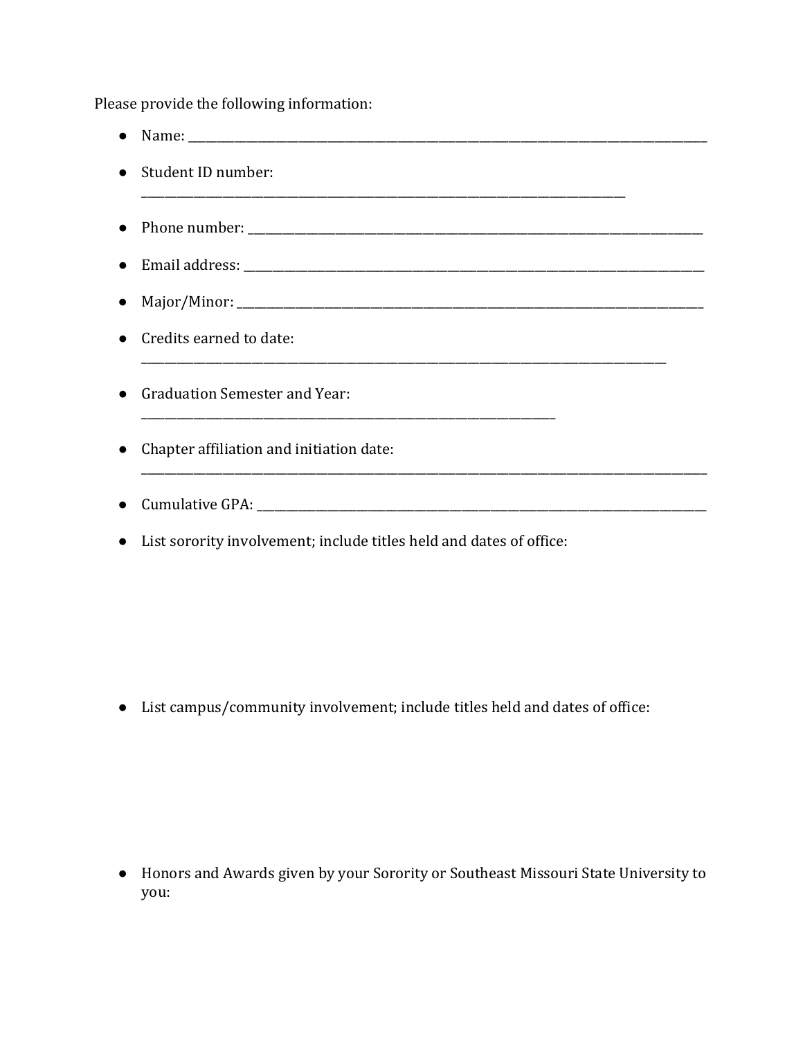Please provide the following information:

- Name: ______________________________________________________________________________
- Student ID number: ______________________________________________________________________________
- Phone number: ______________________________________________________________________________
- Email address: ______________________________________________________________________________
- Major/Minor: ______________________________________________________________________________
- Credits earned to date: ______________________________________________________________________________
- Graduation Semester and Year: ______________________________________________________________________________
- Chapter affiliation and initiation date: ______________________________________________________________________________
- Cumulative GPA: ______________________________________________________________________________
- List sorority involvement; include titles held and dates of office:

- List campus/community involvement; include titles held and dates of office:

- Honors and Awards given by your Sorority or Southeast Missouri State University to you: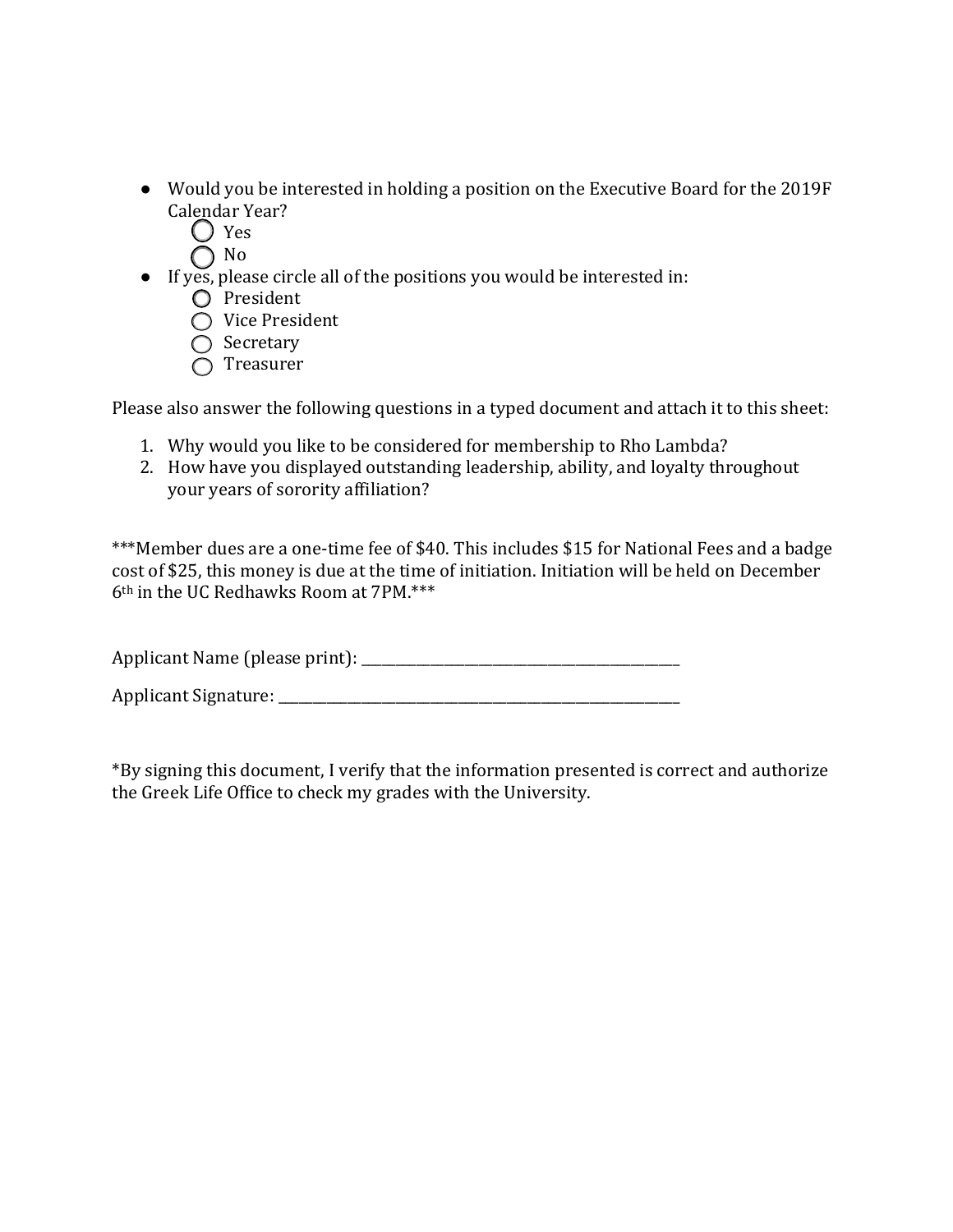- Would you be interested in holding a position on the Executive Board for the 2019F Calendar Year?
  - ◯ Yes
  - ◯ No
- If yes, please circle all of the positions you would be interested in:
  - ◯ President
  - ◯ Vice President
  - ◯ Secretary
  - ◯ Treasurer

Please also answer the following questions in a typed document and attach it to this sheet:

1. Why would you like to be considered for membership to Rho Lambda?
2. How have you displayed outstanding leadership, ability, and loyalty throughout your years of sorority affiliation?

***Member dues are a one-time fee of $40. This includes $15 for National Fees and a badge cost of $25, this money is due at the time of initiation. Initiation will be held on December 6th in the UC Redhawks Room at 7PM.***

Applicant Name (please print): ______________________________________________

Applicant Signature: _________________________________________________________

*By signing this document, I verify that the information presented is correct and authorize the Greek Life Office to check my grades with the University.